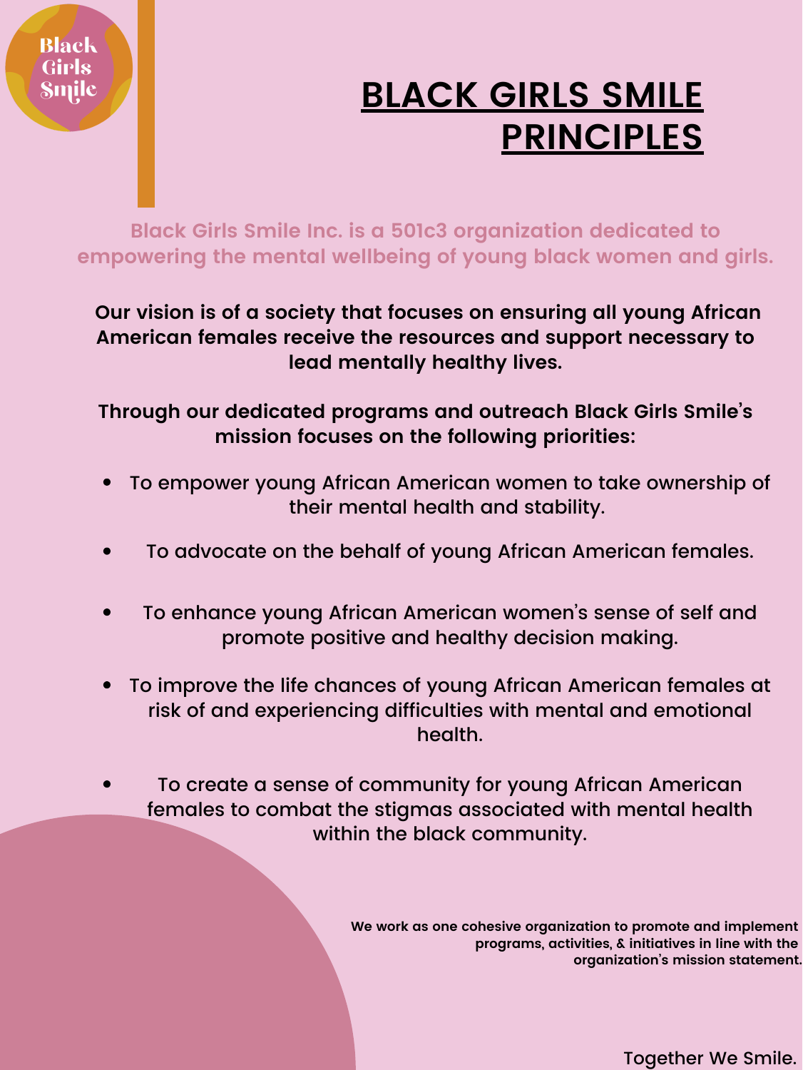Black Girls Smile

# BLACK GIRLS SMILE PRINCIPLES

Black Girls Smile Inc. is a 501c3 organization dedicated to empowering the mental wellbeing of young black women and girls.

**Our vision is of a society that focuses on ensuring all young African American females receive the resources and support necessary to lead mentally healthy lives.**

**Through our dedicated programs and outreach Black Girls Smile's mission focuses on the following priorities:**

- To empower young African American women to take ownership of their mental health and stability.
- To advocate on the behalf of young African American females.
- To enhance young African American women's sense of self and promote positive and healthy decision making.
- To improve the life chances of young African American females at risk of and experiencing difficulties with mental and emotional health.
- To create a sense of community for young African American females to combat the stigmas associated with mental health within the black community.

**We work as one cohesive organization to promote and implement programs, activities, & initiatives in line with the organization's mission statement.**

Together We Smile.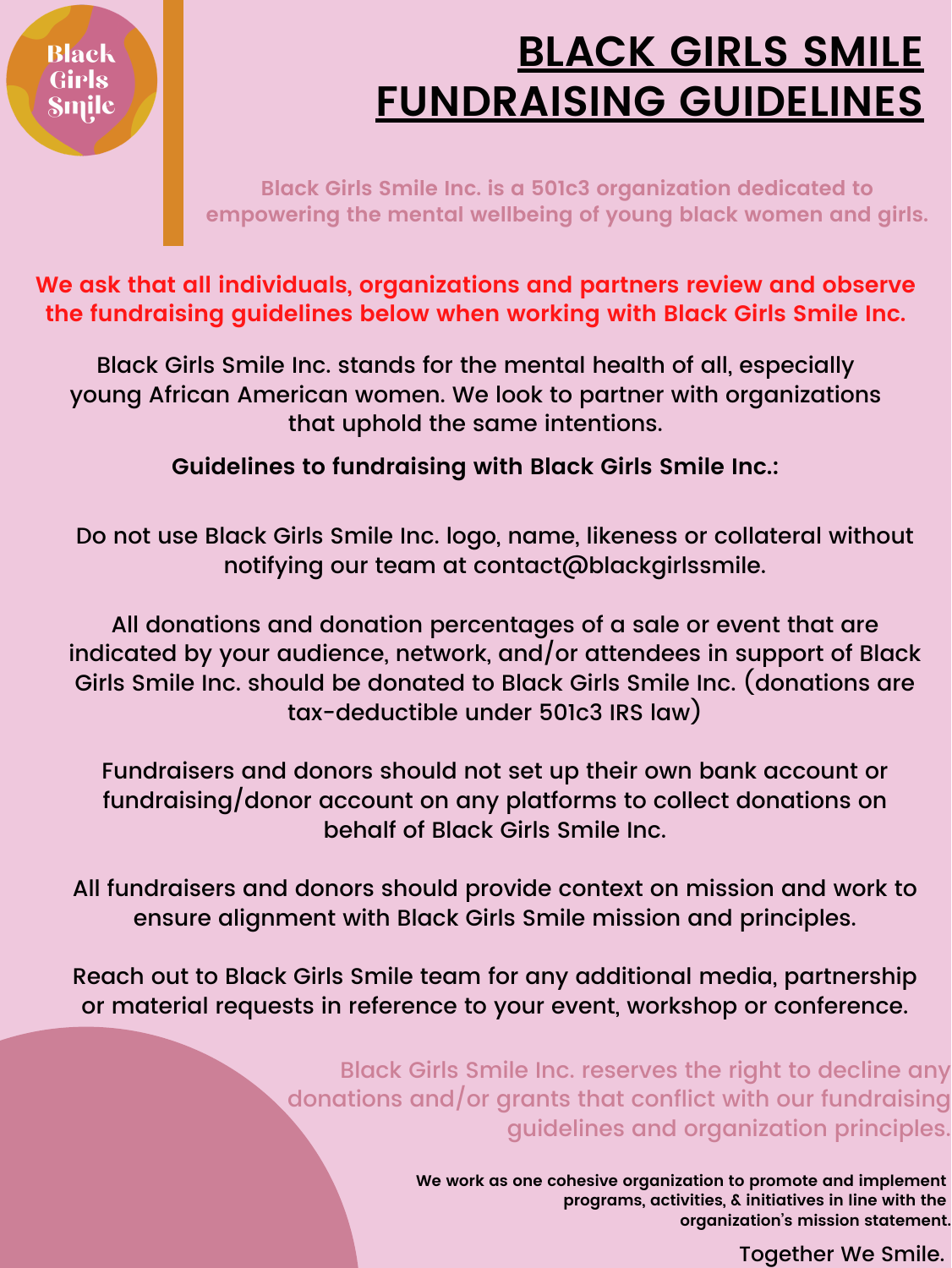Black Girls Smile

# BLACK GIRLS SMILE FUNDRAISING GUIDELINES

Black Girls Smile Inc. is a 501c3 organization dedicated to empowering the mental wellbeing of young black women and girls.

**We ask that all individuals, organizations and partners review and observe the fundraising guidelines below when working with Black Girls Smile Inc.**

Black Girls Smile Inc. stands for the mental health of all, especially young African American women. We look to partner with organizations that uphold the same intentions.

**Guidelines to fundraising with Black Girls Smile Inc.:**

Do not use Black Girls Smile Inc. logo, name, likeness or collateral without notifying our team at contact@blackgirlssmile.

All donations and donation percentages of a sale or event that are indicated by your audience, network, and/or attendees in support of Black Girls Smile Inc. should be donated to Black Girls Smile Inc. (donations are tax-deductible under 501c3 IRS law)

Fundraisers and donors should not set up their own bank account or fundraising/donor account on any platforms to collect donations on behalf of Black Girls Smile Inc.

All fundraisers and donors should provide context on mission and work to ensure alignment with Black Girls Smile mission and principles.

Reach out to Black Girls Smile team for any additional media, partnership or material requests in reference to your event, workshop or conference.

Black Girls Smile Inc. reserves the right to decline any donations and/or grants that conflict with our fundraising guidelines and organization principles.

**We work as one cohesive organization to promote and implement programs, activities, & initiatives in line with the organization's mission statement.**

Together We Smile.